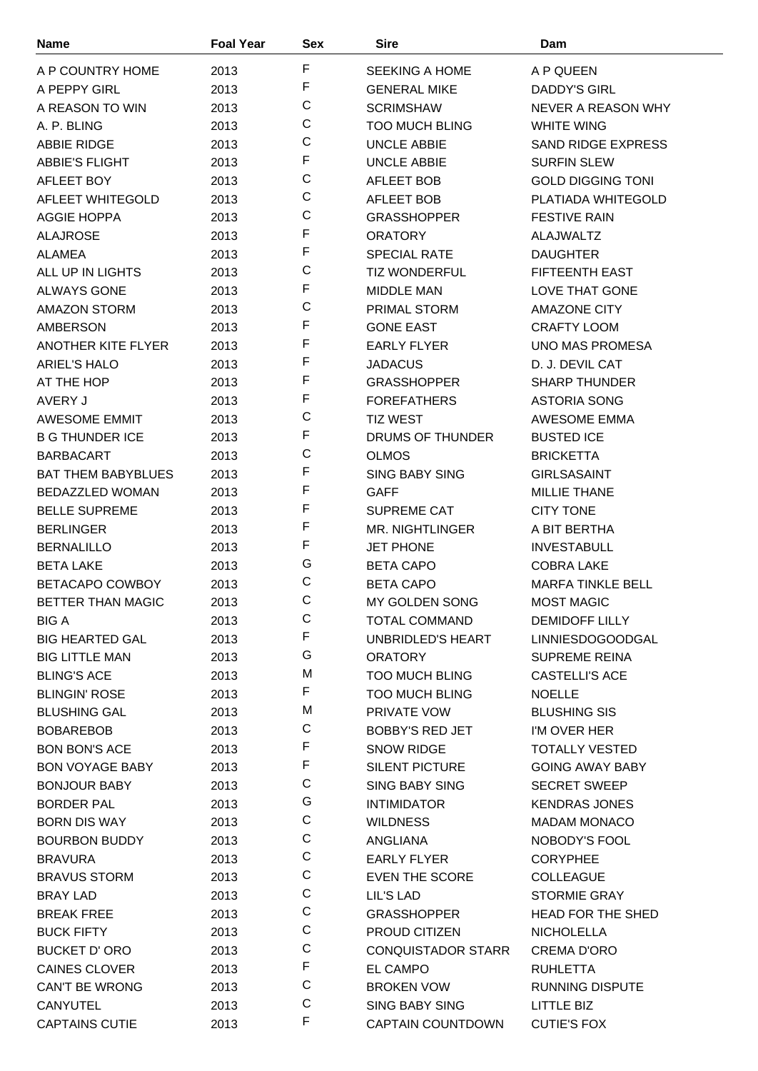| Name | Foal Year | Sex | Sire | Dam |
|---|---|---|---|---|
| A P COUNTRY HOME | 2013 | F | SEEKING A HOME | A P QUEEN |
| A PEPPY GIRL | 2013 | F | GENERAL MIKE | DADDY'S GIRL |
| A REASON TO WIN | 2013 | C | SCRIMSHAW | NEVER A REASON WHY |
| A. P. BLING | 2013 | C | TOO MUCH BLING | WHITE WING |
| ABBIE RIDGE | 2013 | C | UNCLE ABBIE | SAND RIDGE EXPRESS |
| ABBIE'S FLIGHT | 2013 | F | UNCLE ABBIE | SURFIN SLEW |
| AFLEET BOY | 2013 | C | AFLEET BOB | GOLD DIGGING TONI |
| AFLEET WHITEGOLD | 2013 | C | AFLEET BOB | PLATIADA WHITEGOLD |
| AGGIE HOPPA | 2013 | C | GRASSHOPPER | FESTIVE RAIN |
| ALAJROSE | 2013 | F | ORATORY | ALAJWALTZ |
| ALAMEA | 2013 | F | SPECIAL RATE | DAUGHTER |
| ALL UP IN LIGHTS | 2013 | C | TIZ WONDERFUL | FIFTEENTH EAST |
| ALWAYS GONE | 2013 | F | MIDDLE MAN | LOVE THAT GONE |
| AMAZON STORM | 2013 | C | PRIMAL STORM | AMAZONE CITY |
| AMBERSON | 2013 | F | GONE EAST | CRAFTY LOOM |
| ANOTHER KITE FLYER | 2013 | F | EARLY FLYER | UNO MAS PROMESA |
| ARIEL'S HALO | 2013 | F | JADACUS | D. J. DEVIL CAT |
| AT THE HOP | 2013 | F | GRASSHOPPER | SHARP THUNDER |
| AVERY J | 2013 | F | FOREFATHERS | ASTORIA SONG |
| AWESOME EMMIT | 2013 | C | TIZ WEST | AWESOME EMMA |
| B G THUNDER ICE | 2013 | F | DRUMS OF THUNDER | BUSTED ICE |
| BARBACART | 2013 | C | OLMOS | BRICKETTA |
| BAT THEM BABYBLUES | 2013 | F | SING BABY SING | GIRLSASAINT |
| BEDAZZLED WOMAN | 2013 | F | GAFF | MILLIE THANE |
| BELLE SUPREME | 2013 | F | SUPREME CAT | CITY TONE |
| BERLINGER | 2013 | F | MR. NIGHTLINGER | A BIT BERTHA |
| BERNALILLO | 2013 | F | JET PHONE | INVESTABULL |
| BETA LAKE | 2013 | G | BETA CAPO | COBRA LAKE |
| BETACAPO COWBOY | 2013 | C | BETA CAPO | MARFA TINKLE BELL |
| BETTER THAN MAGIC | 2013 | C | MY GOLDEN SONG | MOST MAGIC |
| BIG A | 2013 | C | TOTAL COMMAND | DEMIDOFF LILLY |
| BIG HEARTED GAL | 2013 | F | UNBRIDLED'S HEART | LINNIESDOGOODGAL |
| BIG LITTLE MAN | 2013 | G | ORATORY | SUPREME REINA |
| BLING'S ACE | 2013 | M | TOO MUCH BLING | CASTELLI'S ACE |
| BLINGIN' ROSE | 2013 | F | TOO MUCH BLING | NOELLE |
| BLUSHING GAL | 2013 | M | PRIVATE VOW | BLUSHING SIS |
| BOBAREBOB | 2013 | C | BOBBY'S RED JET | I'M OVER HER |
| BON BON'S ACE | 2013 | F | SNOW RIDGE | TOTALLY VESTED |
| BON VOYAGE BABY | 2013 | F | SILENT PICTURE | GOING AWAY BABY |
| BONJOUR BABY | 2013 | C | SING BABY SING | SECRET SWEEP |
| BORDER PAL | 2013 | G | INTIMIDATOR | KENDRAS JONES |
| BORN DIS WAY | 2013 | C | WILDNESS | MADAM MONACO |
| BOURBON BUDDY | 2013 | C | ANGLIANA | NOBODY'S FOOL |
| BRAVURA | 2013 | C | EARLY FLYER | CORYPHEE |
| BRAVUS STORM | 2013 | C | EVEN THE SCORE | COLLEAGUE |
| BRAY LAD | 2013 | C | LIL'S LAD | STORMIE GRAY |
| BREAK FREE | 2013 | C | GRASSHOPPER | HEAD FOR THE SHED |
| BUCK FIFTY | 2013 | C | PROUD CITIZEN | NICHOLELLA |
| BUCKET D' ORO | 2013 | C | CONQUISTADOR STARR | CREMA D'ORO |
| CAINES CLOVER | 2013 | F | EL CAMPO | RUHLETTA |
| CAN'T BE WRONG | 2013 | C | BROKEN VOW | RUNNING DISPUTE |
| CANYUTEL | 2013 | C | SING BABY SING | LITTLE BIZ |
| CAPTAINS CUTIE | 2013 | F | CAPTAIN COUNTDOWN | CUTIE'S FOX |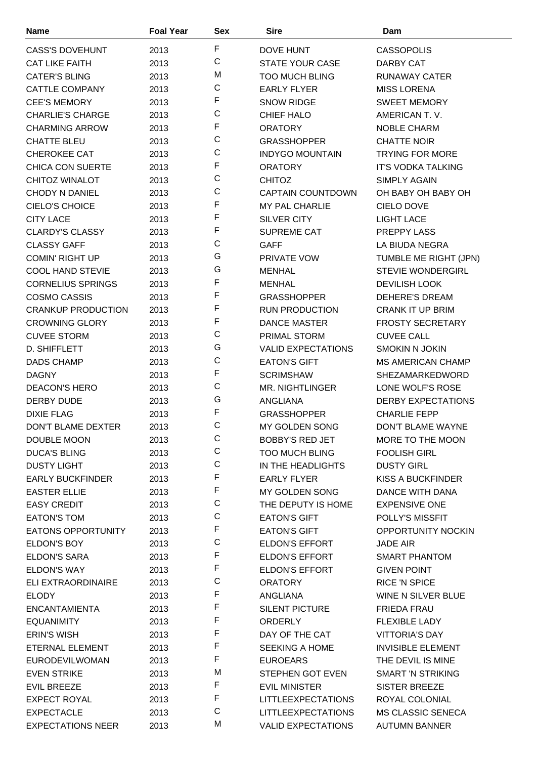| Name | Foal Year | Sex | Sire | Dam |
|---|---|---|---|---|
| CASS'S DOVEHUNT | 2013 | F | DOVE HUNT | CASSOPOLIS |
| CAT LIKE FAITH | 2013 | C | STATE YOUR CASE | DARBY CAT |
| CATER'S BLING | 2013 | M | TOO MUCH BLING | RUNAWAY CATER |
| CATTLE COMPANY | 2013 | C | EARLY FLYER | MISS LORENA |
| CEE'S MEMORY | 2013 | F | SNOW RIDGE | SWEET MEMORY |
| CHARLIE'S CHARGE | 2013 | C | CHIEF HALO | AMERICAN T. V. |
| CHARMING ARROW | 2013 | F | ORATORY | NOBLE CHARM |
| CHATTE BLEU | 2013 | C | GRASSHOPPER | CHATTE NOIR |
| CHEROKEE CAT | 2013 | C | INDYGO MOUNTAIN | TRYING FOR MORE |
| CHICA CON SUERTE | 2013 | F | ORATORY | IT'S VODKA TALKING |
| CHITOZ WINALOT | 2013 | C | CHITOZ | SIMPLY AGAIN |
| CHODY N DANIEL | 2013 | C | CAPTAIN COUNTDOWN | OH BABY OH BABY OH |
| CIELO'S CHOICE | 2013 | F | MY PAL CHARLIE | CIELO DOVE |
| CITY LACE | 2013 | F | SILVER CITY | LIGHT LACE |
| CLARDY'S CLASSY | 2013 | F | SUPREME CAT | PREPPY LASS |
| CLASSY GAFF | 2013 | C | GAFF | LA BIUDA NEGRA |
| COMIN' RIGHT UP | 2013 | G | PRIVATE VOW | TUMBLE ME RIGHT (JPN) |
| COOL HAND STEVIE | 2013 | G | MENHAL | STEVIE WONDERGIRL |
| CORNELIUS SPRINGS | 2013 | F | MENHAL | DEVILISH LOOK |
| COSMO CASSIS | 2013 | F | GRASSHOPPER | DEHERE'S DREAM |
| CRANKUP PRODUCTION | 2013 | F | RUN PRODUCTION | CRANK IT UP BRIM |
| CROWNING GLORY | 2013 | F | DANCE MASTER | FROSTY SECRETARY |
| CUVEE STORM | 2013 | C | PRIMAL STORM | CUVEE CALL |
| D. SHIFFLETT | 2013 | G | VALID EXPECTATIONS | SMOKIN N JOKIN |
| DADS CHAMP | 2013 | C | EATON'S GIFT | MS AMERICAN CHAMP |
| DAGNY | 2013 | F | SCRIMSHAW | SHEZAMARKEDWORD |
| DEACON'S HERO | 2013 | C | MR. NIGHTLINGER | LONE WOLF'S ROSE |
| DERBY DUDE | 2013 | G | ANGLIANA | DERBY EXPECTATIONS |
| DIXIE FLAG | 2013 | F | GRASSHOPPER | CHARLIE FEPP |
| DON'T BLAME DEXTER | 2013 | C | MY GOLDEN SONG | DON'T BLAME WAYNE |
| DOUBLE MOON | 2013 | C | BOBBY'S RED JET | MORE TO THE MOON |
| DUCA'S BLING | 2013 | C | TOO MUCH BLING | FOOLISH GIRL |
| DUSTY LIGHT | 2013 | C | IN THE HEADLIGHTS | DUSTY GIRL |
| EARLY BUCKFINDER | 2013 | F | EARLY FLYER | KISS A BUCKFINDER |
| EASTER ELLIE | 2013 | F | MY GOLDEN SONG | DANCE WITH DANA |
| EASY CREDIT | 2013 | C | THE DEPUTY IS HOME | EXPENSIVE ONE |
| EATON'S TOM | 2013 | C | EATON'S GIFT | POLLY'S MISSFIT |
| EATONS OPPORTUNITY | 2013 | F | EATON'S GIFT | OPPORTUNITY NOCKIN |
| ELDON'S BOY | 2013 | C | ELDON'S EFFORT | JADE AIR |
| ELDON'S SARA | 2013 | F | ELDON'S EFFORT | SMART PHANTOM |
| ELDON'S WAY | 2013 | F | ELDON'S EFFORT | GIVEN POINT |
| ELI EXTRAORDINAIRE | 2013 | C | ORATORY | RICE 'N SPICE |
| ELODY | 2013 | F | ANGLIANA | WINE N SILVER BLUE |
| ENCANTAMIENTA | 2013 | F | SILENT PICTURE | FRIEDA FRAU |
| EQUANIMITY | 2013 | F | ORDERLY | FLEXIBLE LADY |
| ERIN'S WISH | 2013 | F | DAY OF THE CAT | VITTORIA'S DAY |
| ETERNAL ELEMENT | 2013 | F | SEEKING A HOME | INVISIBLE ELEMENT |
| EURODEVILWOMAN | 2013 | F | EUROEARS | THE DEVIL IS MINE |
| EVEN STRIKE | 2013 | M | STEPHEN GOT EVEN | SMART 'N STRIKING |
| EVIL BREEZE | 2013 | F | EVIL MINISTER | SISTER BREEZE |
| EXPECT ROYAL | 2013 | F | LITTLEEXPECTATIONS | ROYAL COLONIAL |
| EXPECTACLE | 2013 | C | LITTLEEXPECTATIONS | MS CLASSIC SENECA |
| EXPECTATIONS NEER | 2013 | M | VALID EXPECTATIONS | AUTUMN BANNER |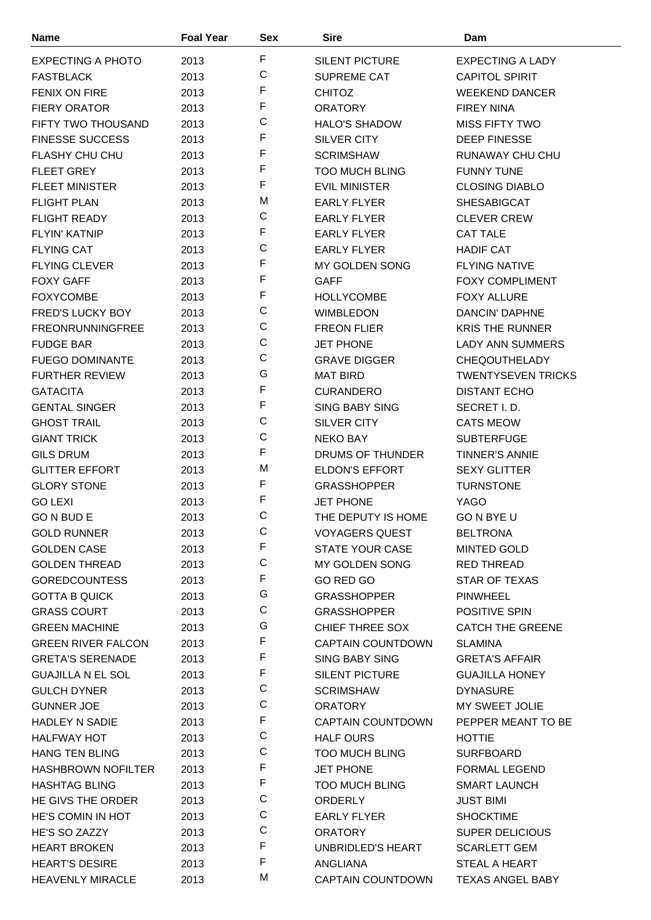| Name | Foal Year | Sex | Sire | Dam |
| --- | --- | --- | --- | --- |
| EXPECTING A PHOTO | 2013 | F | SILENT PICTURE | EXPECTING A LADY |
| FASTBLACK | 2013 | C | SUPREME CAT | CAPITOL SPIRIT |
| FENIX ON FIRE | 2013 | F | CHITOZ | WEEKEND DANCER |
| FIERY ORATOR | 2013 | F | ORATORY | FIREY NINA |
| FIFTY TWO THOUSAND | 2013 | C | HALO'S SHADOW | MISS FIFTY TWO |
| FINESSE SUCCESS | 2013 | F | SILVER CITY | DEEP FINESSE |
| FLASHY CHU CHU | 2013 | F | SCRIMSHAW | RUNAWAY CHU CHU |
| FLEET GREY | 2013 | F | TOO MUCH BLING | FUNNY TUNE |
| FLEET MINISTER | 2013 | F | EVIL MINISTER | CLOSING DIABLO |
| FLIGHT PLAN | 2013 | M | EARLY FLYER | SHESABIGCAT |
| FLIGHT READY | 2013 | C | EARLY FLYER | CLEVER CREW |
| FLYIN' KATNIP | 2013 | F | EARLY FLYER | CAT TALE |
| FLYING CAT | 2013 | C | EARLY FLYER | HADIF CAT |
| FLYING CLEVER | 2013 | F | MY GOLDEN SONG | FLYING NATIVE |
| FOXY GAFF | 2013 | F | GAFF | FOXY COMPLIMENT |
| FOXYCOMBE | 2013 | F | HOLLYCOMBE | FOXY ALLURE |
| FRED'S LUCKY BOY | 2013 | C | WIMBLEDON | DANCIN' DAPHNE |
| FREONRUNNINGFREE | 2013 | C | FREON FLIER | KRIS THE RUNNER |
| FUDGE BAR | 2013 | C | JET PHONE | LADY ANN SUMMERS |
| FUEGO DOMINANTE | 2013 | C | GRAVE DIGGER | CHEQOUTHELADY |
| FURTHER REVIEW | 2013 | G | MAT BIRD | TWENTYSEVEN TRICKS |
| GATACITA | 2013 | F | CURANDERO | DISTANT ECHO |
| GENTAL SINGER | 2013 | F | SING BABY SING | SECRET I. D. |
| GHOST TRAIL | 2013 | C | SILVER CITY | CATS MEOW |
| GIANT TRICK | 2013 | C | NEKO BAY | SUBTERFUGE |
| GILS DRUM | 2013 | F | DRUMS OF THUNDER | TINNER'S ANNIE |
| GLITTER EFFORT | 2013 | M | ELDON'S EFFORT | SEXY GLITTER |
| GLORY STONE | 2013 | F | GRASSHOPPER | TURNSTONE |
| GO LEXI | 2013 | F | JET PHONE | YAGO |
| GO N BUD E | 2013 | C | THE DEPUTY IS HOME | GO N BYE U |
| GOLD RUNNER | 2013 | C | VOYAGERS QUEST | BELTRONA |
| GOLDEN CASE | 2013 | F | STATE YOUR CASE | MINTED GOLD |
| GOLDEN THREAD | 2013 | C | MY GOLDEN SONG | RED THREAD |
| GOREDCOUNTESS | 2013 | F | GO RED GO | STAR OF TEXAS |
| GOTTA B QUICK | 2013 | G | GRASSHOPPER | PINWHEEL |
| GRASS COURT | 2013 | C | GRASSHOPPER | POSITIVE SPIN |
| GREEN MACHINE | 2013 | G | CHIEF THREE SOX | CATCH THE GREENE |
| GREEN RIVER FALCON | 2013 | F | CAPTAIN COUNTDOWN | SLAMINA |
| GRETA'S SERENADE | 2013 | F | SING BABY SING | GRETA'S AFFAIR |
| GUAJILLA N EL SOL | 2013 | F | SILENT PICTURE | GUAJILLA HONEY |
| GULCH DYNER | 2013 | C | SCRIMSHAW | DYNASURE |
| GUNNER JOE | 2013 | C | ORATORY | MY SWEET JOLIE |
| HADLEY N SADIE | 2013 | F | CAPTAIN COUNTDOWN | PEPPER MEANT TO BE |
| HALFWAY HOT | 2013 | C | HALF OURS | HOTTIE |
| HANG TEN BLING | 2013 | C | TOO MUCH BLING | SURFBOARD |
| HASHBROWN NOFILTER | 2013 | F | JET PHONE | FORMAL LEGEND |
| HASHTAG BLING | 2013 | F | TOO MUCH BLING | SMART LAUNCH |
| HE GIVS THE ORDER | 2013 | C | ORDERLY | JUST BIMI |
| HE'S COMIN IN HOT | 2013 | C | EARLY FLYER | SHOCKTIME |
| HE'S SO ZAZZY | 2013 | C | ORATORY | SUPER DELICIOUS |
| HEART BROKEN | 2013 | F | UNBRIDLED'S HEART | SCARLETT GEM |
| HEART'S DESIRE | 2013 | F | ANGLIANA | STEAL A HEART |
| HEAVENLY MIRACLE | 2013 | M | CAPTAIN COUNTDOWN | TEXAS ANGEL BABY |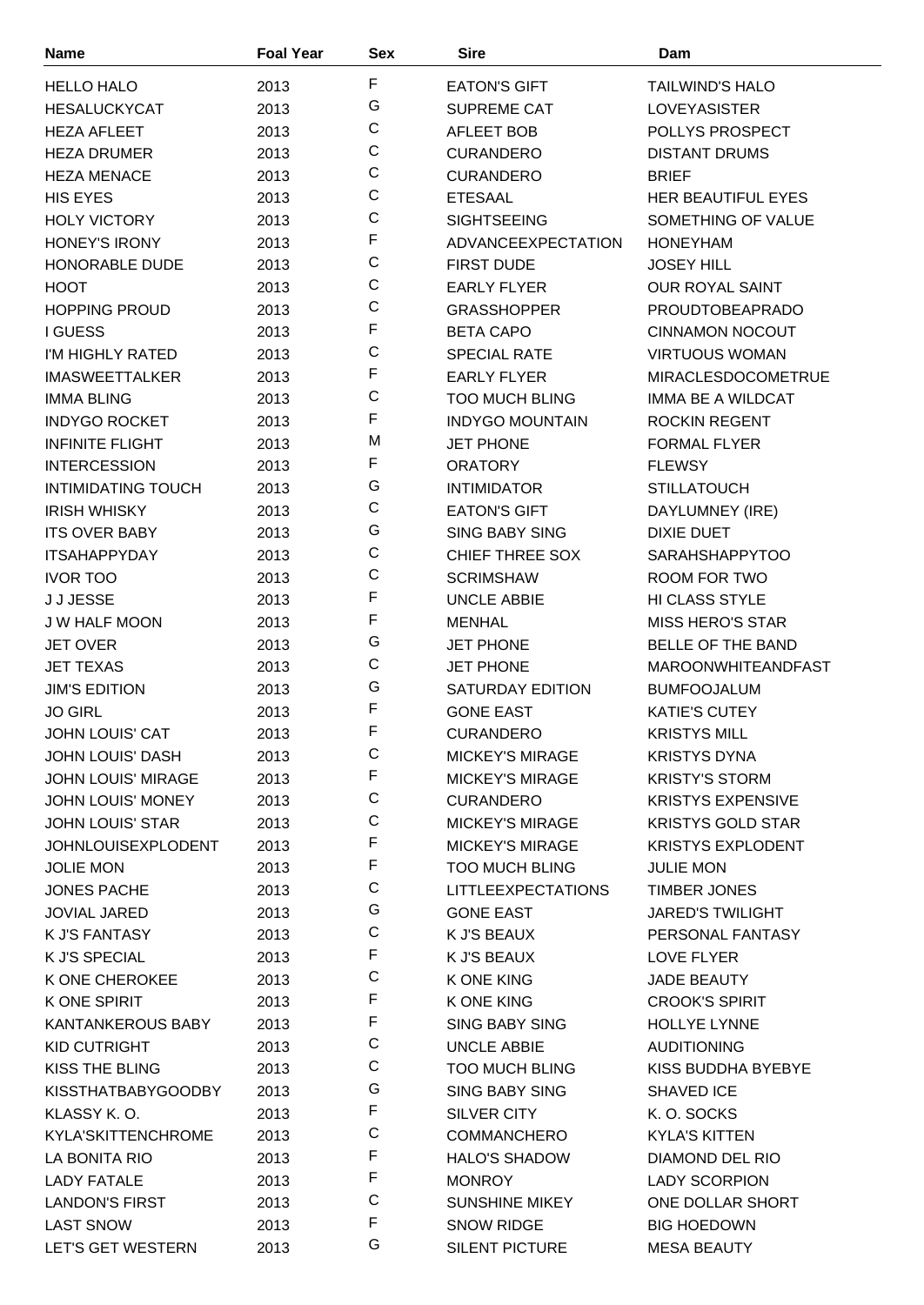| Name | Foal Year | Sex | Sire | Dam |
|---|---|---|---|---|
| HELLO HALO | 2013 | F | EATON'S GIFT | TAILWIND'S HALO |
| HESALUCKYCAT | 2013 | G | SUPREME CAT | LOVEYASISTER |
| HEZA AFLEET | 2013 | C | AFLEET BOB | POLLYS PROSPECT |
| HEZA DRUMER | 2013 | C | CURANDERO | DISTANT DRUMS |
| HEZA MENACE | 2013 | C | CURANDERO | BRIEF |
| HIS EYES | 2013 | C | ETESAAL | HER BEAUTIFUL EYES |
| HOLY VICTORY | 2013 | C | SIGHTSEEING | SOMETHING OF VALUE |
| HONEY'S IRONY | 2013 | F | ADVANCEEXPECTATION | HONEYHAM |
| HONORABLE DUDE | 2013 | C | FIRST DUDE | JOSEY HILL |
| HOOT | 2013 | C | EARLY FLYER | OUR ROYAL SAINT |
| HOPPING PROUD | 2013 | C | GRASSHOPPER | PROUDTOBEAPRADO |
| I GUESS | 2013 | F | BETA CAPO | CINNAMON NOCOUT |
| I'M HIGHLY RATED | 2013 | C | SPECIAL RATE | VIRTUOUS WOMAN |
| IMASWEETTALKER | 2013 | F | EARLY FLYER | MIRACLESDOCOMETRUE |
| IMMA BLING | 2013 | C | TOO MUCH BLING | IMMA BE A WILDCAT |
| INDYGO ROCKET | 2013 | F | INDYGO MOUNTAIN | ROCKIN REGENT |
| INFINITE FLIGHT | 2013 | M | JET PHONE | FORMAL FLYER |
| INTERCESSION | 2013 | F | ORATORY | FLEWSY |
| INTIMIDATING TOUCH | 2013 | G | INTIMIDATOR | STILLATOUCH |
| IRISH WHISKY | 2013 | C | EATON'S GIFT | DAYLUMNEY (IRE) |
| ITS OVER BABY | 2013 | G | SING BABY SING | DIXIE DUET |
| ITSAHAPPYDAY | 2013 | C | CHIEF THREE SOX | SARAHSHAPPYTOO |
| IVOR TOO | 2013 | C | SCRIMSHAW | ROOM FOR TWO |
| J J JESSE | 2013 | F | UNCLE ABBIE | HI CLASS STYLE |
| J W HALF MOON | 2013 | F | MENHAL | MISS HERO'S STAR |
| JET OVER | 2013 | G | JET PHONE | BELLE OF THE BAND |
| JET TEXAS | 2013 | C | JET PHONE | MAROONWHITEANDFAST |
| JIM'S EDITION | 2013 | G | SATURDAY EDITION | BUMFOOJALUM |
| JO GIRL | 2013 | F | GONE EAST | KATIE'S CUTEY |
| JOHN LOUIS' CAT | 2013 | F | CURANDERO | KRISTYS MILL |
| JOHN LOUIS' DASH | 2013 | C | MICKEY'S MIRAGE | KRISTYS DYNA |
| JOHN LOUIS' MIRAGE | 2013 | F | MICKEY'S MIRAGE | KRISTY'S STORM |
| JOHN LOUIS' MONEY | 2013 | C | CURANDERO | KRISTYS EXPENSIVE |
| JOHN LOUIS' STAR | 2013 | C | MICKEY'S MIRAGE | KRISTYS GOLD STAR |
| JOHNLOUISEXPLODENT | 2013 | F | MICKEY'S MIRAGE | KRISTYS EXPLODENT |
| JOLIE MON | 2013 | F | TOO MUCH BLING | JULIE MON |
| JONES PACHE | 2013 | C | LITTLEEXPECTATIONS | TIMBER JONES |
| JOVIAL JARED | 2013 | G | GONE EAST | JARED'S TWILIGHT |
| K J'S FANTASY | 2013 | C | K J'S BEAUX | PERSONAL FANTASY |
| K J'S SPECIAL | 2013 | F | K J'S BEAUX | LOVE FLYER |
| K ONE CHEROKEE | 2013 | C | K ONE KING | JADE BEAUTY |
| K ONE SPIRIT | 2013 | F | K ONE KING | CROOK'S SPIRIT |
| KANTANKEROUS BABY | 2013 | F | SING BABY SING | HOLLYE LYNNE |
| KID CUTRIGHT | 2013 | C | UNCLE ABBIE | AUDITIONING |
| KISS THE BLING | 2013 | C | TOO MUCH BLING | KISS BUDDHA BYEBYE |
| KISSTHATBABYGOODBY | 2013 | G | SING BABY SING | SHAVED ICE |
| KLASSY K. O. | 2013 | F | SILVER CITY | K. O. SOCKS |
| KYLA'SKITTENCHROME | 2013 | C | COMMANCHERO | KYLA'S KITTEN |
| LA BONITA RIO | 2013 | F | HALO'S SHADOW | DIAMOND DEL RIO |
| LADY FATALE | 2013 | F | MONROY | LADY SCORPION |
| LANDON'S FIRST | 2013 | C | SUNSHINE MIKEY | ONE DOLLAR SHORT |
| LAST SNOW | 2013 | F | SNOW RIDGE | BIG HOEDOWN |
| LET'S GET WESTERN | 2013 | G | SILENT PICTURE | MESA BEAUTY |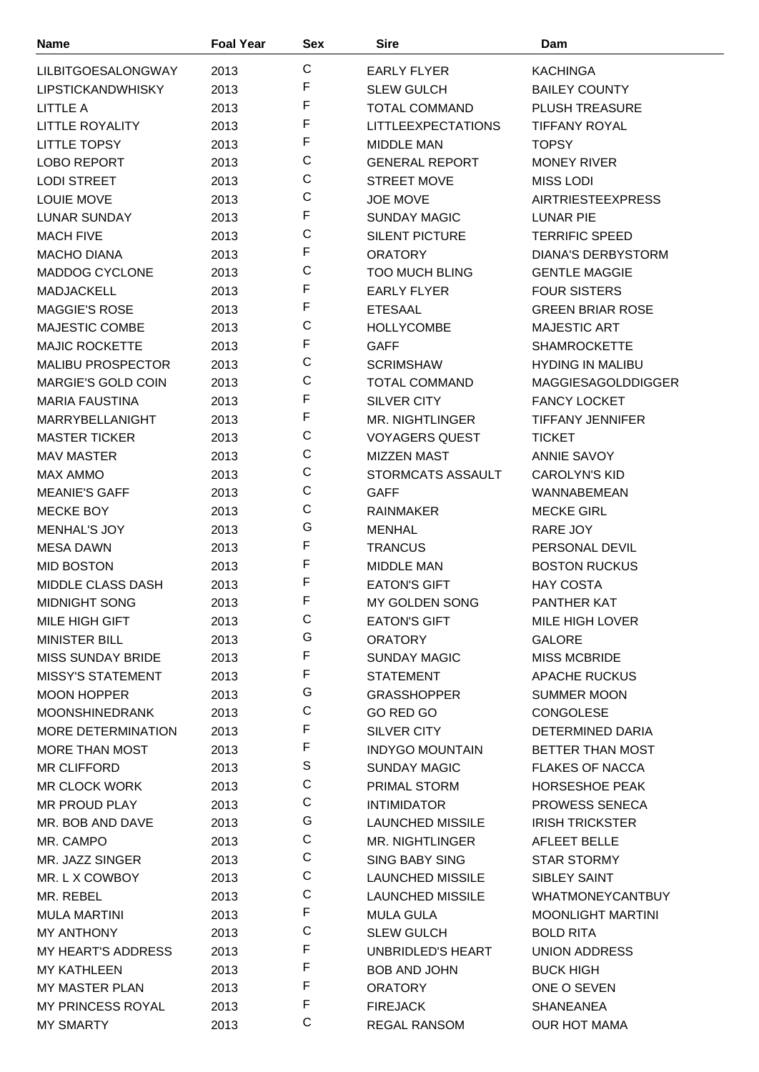| Name | Foal Year | Sex | Sire | Dam |
| --- | --- | --- | --- | --- |
| LILBITGOESALONGWAY | 2013 | C | EARLY FLYER | KACHINGA |
| LIPSTICKANDWHISKY | 2013 | F | SLEW GULCH | BAILEY COUNTY |
| LITTLE A | 2013 | F | TOTAL COMMAND | PLUSH TREASURE |
| LITTLE ROYALITY | 2013 | F | LITTLEEXPECTATIONS | TIFFANY ROYAL |
| LITTLE TOPSY | 2013 | F | MIDDLE MAN | TOPSY |
| LOBO REPORT | 2013 | C | GENERAL REPORT | MONEY RIVER |
| LODI STREET | 2013 | C | STREET MOVE | MISS LODI |
| LOUIE MOVE | 2013 | C | JOE MOVE | AIRTRIESTEEXPRESS |
| LUNAR SUNDAY | 2013 | F | SUNDAY MAGIC | LUNAR PIE |
| MACH FIVE | 2013 | C | SILENT PICTURE | TERRIFIC SPEED |
| MACHO DIANA | 2013 | F | ORATORY | DIANA'S DERBYSTORM |
| MADDOG CYCLONE | 2013 | C | TOO MUCH BLING | GENTLE MAGGIE |
| MADJACKELL | 2013 | F | EARLY FLYER | FOUR SISTERS |
| MAGGIE'S ROSE | 2013 | F | ETESAAL | GREEN BRIAR ROSE |
| MAJESTIC COMBE | 2013 | C | HOLLYCOMBE | MAJESTIC ART |
| MAJIC ROCKETTE | 2013 | F | GAFF | SHAMROCKETTE |
| MALIBU PROSPECTOR | 2013 | C | SCRIMSHAW | HYDING IN MALIBU |
| MARGIE'S GOLD COIN | 2013 | C | TOTAL COMMAND | MAGGIESAGOLDDIGGER |
| MARIA FAUSTINA | 2013 | F | SILVER CITY | FANCY LOCKET |
| MARRYBELLANIGHT | 2013 | F | MR. NIGHTLINGER | TIFFANY JENNIFER |
| MASTER TICKER | 2013 | C | VOYAGERS QUEST | TICKET |
| MAV MASTER | 2013 | C | MIZZEN MAST | ANNIE SAVOY |
| MAX AMMO | 2013 | C | STORMCATS ASSAULT | CAROLYN'S KID |
| MEANIE'S GAFF | 2013 | C | GAFF | WANNABEMEAN |
| MECKE BOY | 2013 | C | RAINMAKER | MECKE GIRL |
| MENHAL'S JOY | 2013 | G | MENHAL | RARE JOY |
| MESA DAWN | 2013 | F | TRANCUS | PERSONAL DEVIL |
| MID BOSTON | 2013 | F | MIDDLE MAN | BOSTON RUCKUS |
| MIDDLE CLASS DASH | 2013 | F | EATON'S GIFT | HAY COSTA |
| MIDNIGHT SONG | 2013 | F | MY GOLDEN SONG | PANTHER KAT |
| MILE HIGH GIFT | 2013 | C | EATON'S GIFT | MILE HIGH LOVER |
| MINISTER BILL | 2013 | G | ORATORY | GALORE |
| MISS SUNDAY BRIDE | 2013 | F | SUNDAY MAGIC | MISS MCBRIDE |
| MISSY'S STATEMENT | 2013 | F | STATEMENT | APACHE RUCKUS |
| MOON HOPPER | 2013 | G | GRASSHOPPER | SUMMER MOON |
| MOONSHINEDRANK | 2013 | C | GO RED GO | CONGOLESE |
| MORE DETERMINATION | 2013 | F | SILVER CITY | DETERMINED DARIA |
| MORE THAN MOST | 2013 | F | INDYGO MOUNTAIN | BETTER THAN MOST |
| MR CLIFFORD | 2013 | S | SUNDAY MAGIC | FLAKES OF NACCA |
| MR CLOCK WORK | 2013 | C | PRIMAL STORM | HORSESHOE PEAK |
| MR PROUD PLAY | 2013 | C | INTIMIDATOR | PROWESS SENECA |
| MR. BOB AND DAVE | 2013 | G | LAUNCHED MISSILE | IRISH TRICKSTER |
| MR. CAMPO | 2013 | C | MR. NIGHTLINGER | AFLEET BELLE |
| MR. JAZZ SINGER | 2013 | C | SING BABY SING | STAR STORMY |
| MR. L X COWBOY | 2013 | C | LAUNCHED MISSILE | SIBLEY SAINT |
| MR. REBEL | 2013 | C | LAUNCHED MISSILE | WHATMONEYCANTBUY |
| MULA MARTINI | 2013 | F | MULA GULA | MOONLIGHT MARTINI |
| MY ANTHONY | 2013 | C | SLEW GULCH | BOLD RITA |
| MY HEART'S ADDRESS | 2013 | F | UNBRIDLED'S HEART | UNION ADDRESS |
| MY KATHLEEN | 2013 | F | BOB AND JOHN | BUCK HIGH |
| MY MASTER PLAN | 2013 | F | ORATORY | ONE O SEVEN |
| MY PRINCESS ROYAL | 2013 | F | FIREJACK | SHANEANEA |
| MY SMARTY | 2013 | C | REGAL RANSOM | OUR HOT MAMA |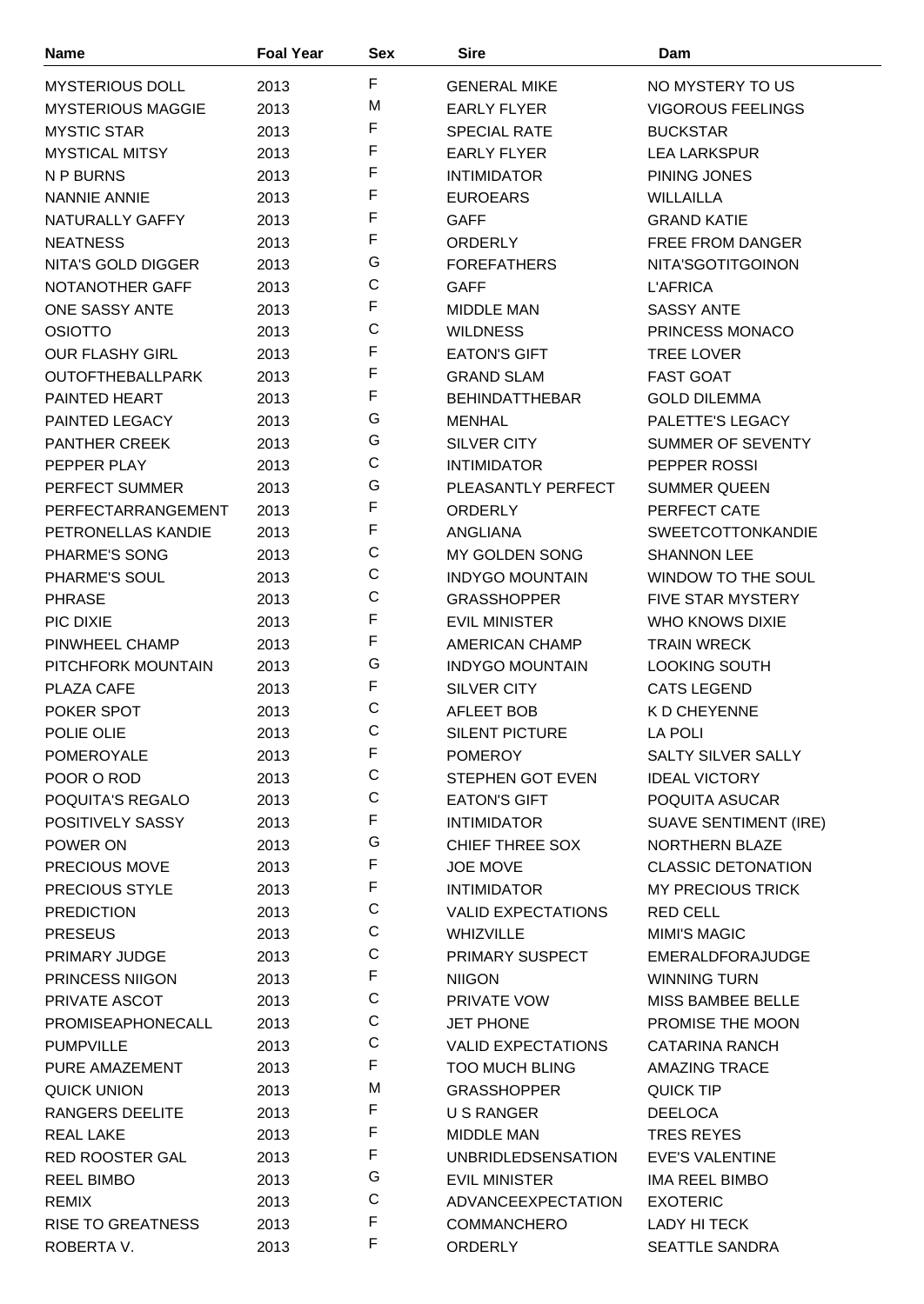| Name | Foal Year | Sex | Sire | Dam |
|---|---|---|---|---|
| MYSTERIOUS DOLL | 2013 | F | GENERAL MIKE | NO MYSTERY TO US |
| MYSTERIOUS MAGGIE | 2013 | M | EARLY FLYER | VIGOROUS FEELINGS |
| MYSTIC STAR | 2013 | F | SPECIAL RATE | BUCKSTAR |
| MYSTICAL MITSY | 2013 | F | EARLY FLYER | LEA LARKSPUR |
| N P BURNS | 2013 | F | INTIMIDATOR | PINING JONES |
| NANNIE ANNIE | 2013 | F | EUROEARS | WILLAILLA |
| NATURALLY GAFFY | 2013 | F | GAFF | GRAND KATIE |
| NEATNESS | 2013 | F | ORDERLY | FREE FROM DANGER |
| NITA'S GOLD DIGGER | 2013 | G | FOREFATHERS | NITA'SGOTITGOINON |
| NOTANOTHER GAFF | 2013 | C | GAFF | L'AFRICA |
| ONE SASSY ANTE | 2013 | F | MIDDLE MAN | SASSY ANTE |
| OSIOTTO | 2013 | C | WILDNESS | PRINCESS MONACO |
| OUR FLASHY GIRL | 2013 | F | EATON'S GIFT | TREE LOVER |
| OUTOFTHEBALLPARK | 2013 | F | GRAND SLAM | FAST GOAT |
| PAINTED HEART | 2013 | F | BEHINDATTHEBAR | GOLD DILEMMA |
| PAINTED LEGACY | 2013 | G | MENHAL | PALETTE'S LEGACY |
| PANTHER CREEK | 2013 | G | SILVER CITY | SUMMER OF SEVENTY |
| PEPPER PLAY | 2013 | C | INTIMIDATOR | PEPPER ROSSI |
| PERFECT SUMMER | 2013 | G | PLEASANTLY PERFECT | SUMMER QUEEN |
| PERFECTARRANGEMENT | 2013 | F | ORDERLY | PERFECT CATE |
| PETRONELLAS KANDIE | 2013 | F | ANGLIANA | SWEETCOTTONKANDIE |
| PHARME'S SONG | 2013 | C | MY GOLDEN SONG | SHANNON LEE |
| PHARME'S SOUL | 2013 | C | INDYGO MOUNTAIN | WINDOW TO THE SOUL |
| PHRASE | 2013 | C | GRASSHOPPER | FIVE STAR MYSTERY |
| PIC DIXIE | 2013 | F | EVIL MINISTER | WHO KNOWS DIXIE |
| PINWHEEL CHAMP | 2013 | F | AMERICAN CHAMP | TRAIN WRECK |
| PITCHFORK MOUNTAIN | 2013 | G | INDYGO MOUNTAIN | LOOKING SOUTH |
| PLAZA CAFE | 2013 | F | SILVER CITY | CATS LEGEND |
| POKER SPOT | 2013 | C | AFLEET BOB | K D CHEYENNE |
| POLIE OLIE | 2013 | C | SILENT PICTURE | LA POLI |
| POMEROYALE | 2013 | F | POMEROY | SALTY SILVER SALLY |
| POOR O ROD | 2013 | C | STEPHEN GOT EVEN | IDEAL VICTORY |
| POQUITA'S REGALO | 2013 | C | EATON'S GIFT | POQUITA ASUCAR |
| POSITIVELY SASSY | 2013 | F | INTIMIDATOR | SUAVE SENTIMENT (IRE) |
| POWER ON | 2013 | G | CHIEF THREE SOX | NORTHERN BLAZE |
| PRECIOUS MOVE | 2013 | F | JOE MOVE | CLASSIC DETONATION |
| PRECIOUS STYLE | 2013 | F | INTIMIDATOR | MY PRECIOUS TRICK |
| PREDICTION | 2013 | C | VALID EXPECTATIONS | RED CELL |
| PRESEUS | 2013 | C | WHIZVILLE | MIMI'S MAGIC |
| PRIMARY JUDGE | 2013 | C | PRIMARY SUSPECT | EMERALDFORAJUDGE |
| PRINCESS NIIGON | 2013 | F | NIIGON | WINNING TURN |
| PRIVATE ASCOT | 2013 | C | PRIVATE VOW | MISS BAMBEE BELLE |
| PROMISEAPHONECALL | 2013 | C | JET PHONE | PROMISE THE MOON |
| PUMPVILLE | 2013 | C | VALID EXPECTATIONS | CATARINA RANCH |
| PURE AMAZEMENT | 2013 | F | TOO MUCH BLING | AMAZING TRACE |
| QUICK UNION | 2013 | M | GRASSHOPPER | QUICK TIP |
| RANGERS DEELITE | 2013 | F | U S RANGER | DEELOCA |
| REAL LAKE | 2013 | F | MIDDLE MAN | TRES REYES |
| RED ROOSTER GAL | 2013 | F | UNBRIDLEDSENSATION | EVE'S VALENTINE |
| REEL BIMBO | 2013 | G | EVIL MINISTER | IMA REEL BIMBO |
| REMIX | 2013 | C | ADVANCEEXPECTATION | EXOTERIC |
| RISE TO GREATNESS | 2013 | F | COMMANCHERO | LADY HI TECK |
| ROBERTA V. | 2013 | F | ORDERLY | SEATTLE SANDRA |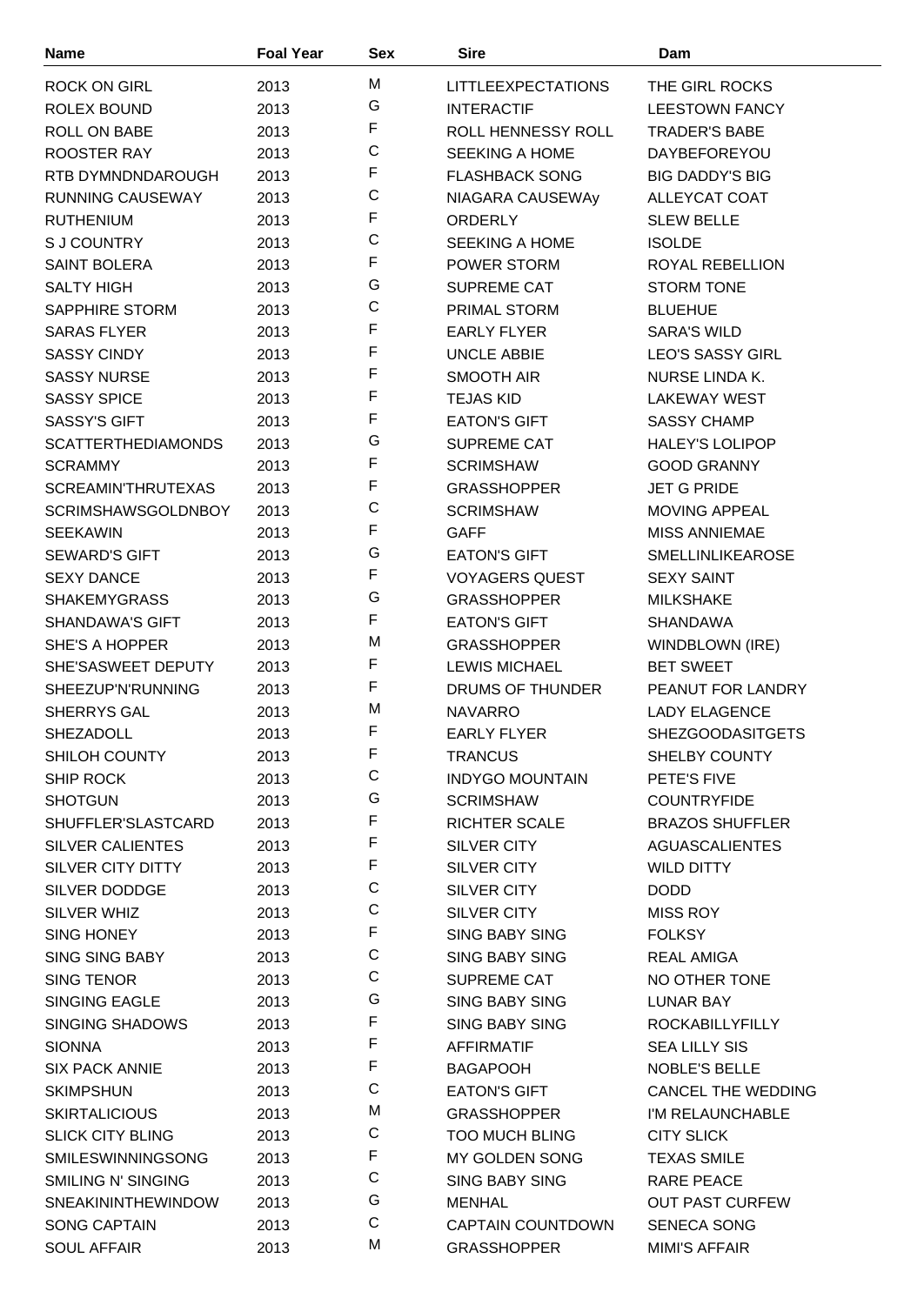| Name | Foal Year | Sex | Sire | Dam |
|---|---|---|---|---|
| ROCK ON GIRL | 2013 | M | LITTLEEXPECTATIONS | THE GIRL ROCKS |
| ROLEX BOUND | 2013 | G | INTERACTIF | LEESTOWN FANCY |
| ROLL ON BABE | 2013 | F | ROLL HENNESSY ROLL | TRADER'S BABE |
| ROOSTER RAY | 2013 | C | SEEKING A HOME | DAYBEFOREYOU |
| RTB DYMNDNDAROUGH | 2013 | F | FLASHBACK SONG | BIG DADDY'S BIG |
| RUNNING CAUSEWAY | 2013 | C | NIAGARA CAUSEWAy | ALLEYCAT COAT |
| RUTHENIUM | 2013 | F | ORDERLY | SLEW BELLE |
| S J COUNTRY | 2013 | C | SEEKING A HOME | ISOLDE |
| SAINT BOLERA | 2013 | F | POWER STORM | ROYAL REBELLION |
| SALTY HIGH | 2013 | G | SUPREME CAT | STORM TONE |
| SAPPHIRE STORM | 2013 | C | PRIMAL STORM | BLUEHUE |
| SARAS FLYER | 2013 | F | EARLY FLYER | SARA'S WILD |
| SASSY CINDY | 2013 | F | UNCLE ABBIE | LEO'S SASSY GIRL |
| SASSY NURSE | 2013 | F | SMOOTH AIR | NURSE LINDA K. |
| SASSY SPICE | 2013 | F | TEJAS KID | LAKEWAY WEST |
| SASSY'S GIFT | 2013 | F | EATON'S GIFT | SASSY CHAMP |
| SCATTERTHEDIAMONDS | 2013 | G | SUPREME CAT | HALEY'S LOLIPOP |
| SCRAMMY | 2013 | F | SCRIMSHAW | GOOD GRANNY |
| SCREAMIN'THRUTEXAS | 2013 | F | GRASSHOPPER | JET G PRIDE |
| SCRIMSHAWSGOLDNBOY | 2013 | C | SCRIMSHAW | MOVING APPEAL |
| SEEKAWIN | 2013 | F | GAFF | MISS ANNIEMAE |
| SEWARD'S GIFT | 2013 | G | EATON'S GIFT | SMELLINLIKEAROSE |
| SEXY DANCE | 2013 | F | VOYAGERS QUEST | SEXY SAINT |
| SHAKEMYGRASS | 2013 | G | GRASSHOPPER | MILKSHAKE |
| SHANDAWA'S GIFT | 2013 | F | EATON'S GIFT | SHANDAWA |
| SHE'S A HOPPER | 2013 | M | GRASSHOPPER | WINDBLOWN (IRE) |
| SHE'SASWEET DEPUTY | 2013 | F | LEWIS MICHAEL | BET SWEET |
| SHEEZUP'N'RUNNING | 2013 | F | DRUMS OF THUNDER | PEANUT FOR LANDRY |
| SHERRYS GAL | 2013 | M | NAVARRO | LADY ELAGENCE |
| SHEZADOLL | 2013 | F | EARLY FLYER | SHEZGOODASITGETS |
| SHILOH COUNTY | 2013 | F | TRANCUS | SHELBY COUNTY |
| SHIP ROCK | 2013 | C | INDYGO MOUNTAIN | PETE'S FIVE |
| SHOTGUN | 2013 | G | SCRIMSHAW | COUNTRYFIDE |
| SHUFFLER'SLASTCARD | 2013 | F | RICHTER SCALE | BRAZOS SHUFFLER |
| SILVER CALIENTES | 2013 | F | SILVER CITY | AGUASCALIENTES |
| SILVER CITY DITTY | 2013 | F | SILVER CITY | WILD DITTY |
| SILVER DODDGE | 2013 | C | SILVER CITY | DODD |
| SILVER WHIZ | 2013 | C | SILVER CITY | MISS ROY |
| SING HONEY | 2013 | F | SING BABY SING | FOLKSY |
| SING SING BABY | 2013 | C | SING BABY SING | REAL AMIGA |
| SING TENOR | 2013 | C | SUPREME CAT | NO OTHER TONE |
| SINGING EAGLE | 2013 | G | SING BABY SING | LUNAR BAY |
| SINGING SHADOWS | 2013 | F | SING BABY SING | ROCKABILLYFILLY |
| SIONNA | 2013 | F | AFFIRMATIF | SEA LILLY SIS |
| SIX PACK ANNIE | 2013 | F | BAGAPOOH | NOBLE'S BELLE |
| SKIMPSHUN | 2013 | C | EATON'S GIFT | CANCEL THE WEDDING |
| SKIRTALICIOUS | 2013 | M | GRASSHOPPER | I'M RELAUNCHABLE |
| SLICK CITY BLING | 2013 | C | TOO MUCH BLING | CITY SLICK |
| SMILESWINNINGSONG | 2013 | F | MY GOLDEN SONG | TEXAS SMILE |
| SMILING N' SINGING | 2013 | C | SING BABY SING | RARE PEACE |
| SNEAKININTHEWINDOW | 2013 | G | MENHAL | OUT PAST CURFEW |
| SONG CAPTAIN | 2013 | C | CAPTAIN COUNTDOWN | SENECA SONG |
| SOUL AFFAIR | 2013 | M | GRASSHOPPER | MIMI'S AFFAIR |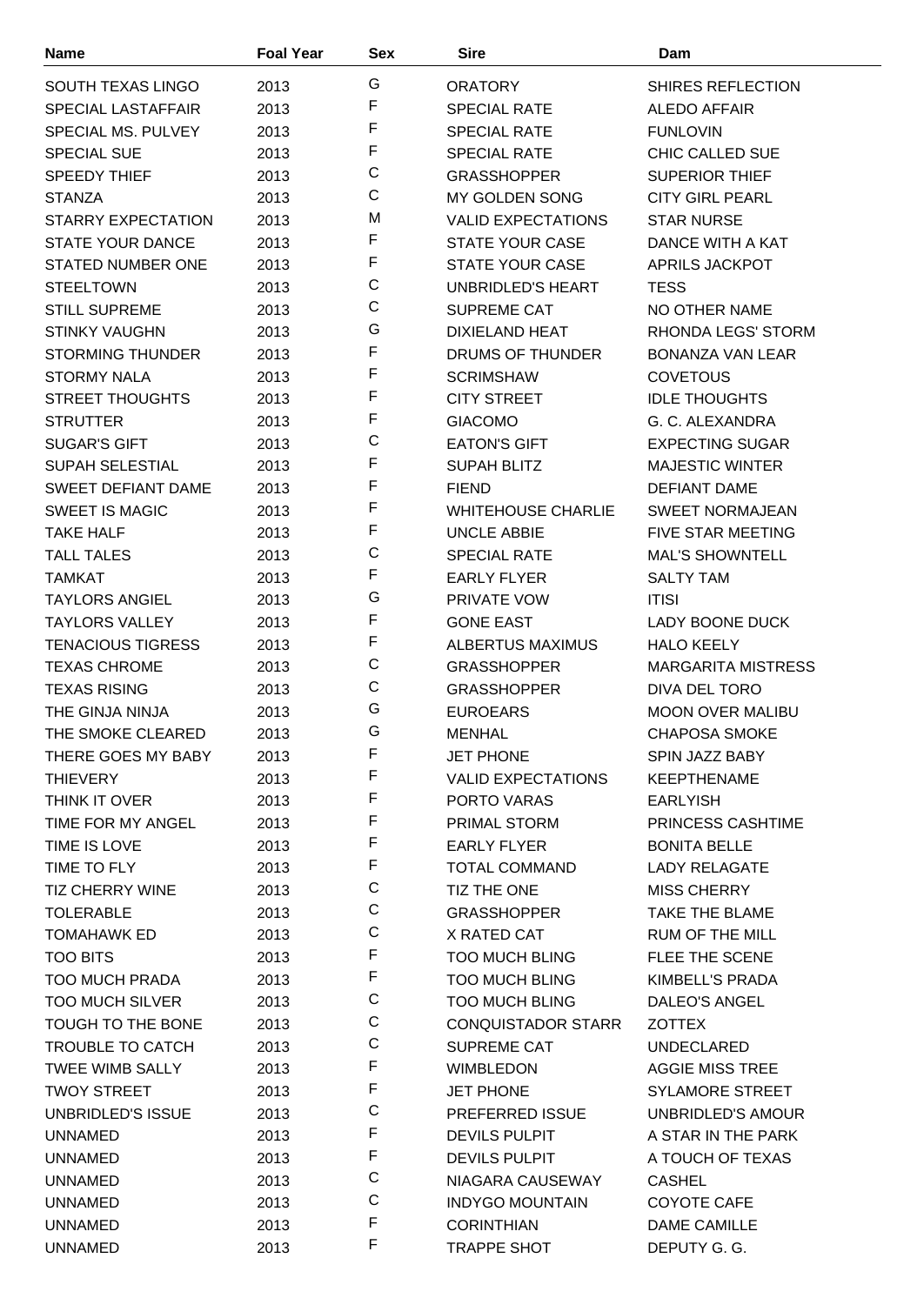| Name | Foal Year | Sex | Sire | Dam |
|---|---|---|---|---|
| SOUTH TEXAS LINGO | 2013 | G | ORATORY | SHIRES REFLECTION |
| SPECIAL LASTAFFAIR | 2013 | F | SPECIAL RATE | ALEDO AFFAIR |
| SPECIAL MS. PULVEY | 2013 | F | SPECIAL RATE | FUNLOVIN |
| SPECIAL SUE | 2013 | F | SPECIAL RATE | CHIC CALLED SUE |
| SPEEDY THIEF | 2013 | C | GRASSHOPPER | SUPERIOR THIEF |
| STANZA | 2013 | C | MY GOLDEN SONG | CITY GIRL PEARL |
| STARRY EXPECTATION | 2013 | M | VALID EXPECTATIONS | STAR NURSE |
| STATE YOUR DANCE | 2013 | F | STATE YOUR CASE | DANCE WITH A KAT |
| STATED NUMBER ONE | 2013 | F | STATE YOUR CASE | APRILS JACKPOT |
| STEELTOWN | 2013 | C | UNBRIDLED'S HEART | TESS |
| STILL SUPREME | 2013 | C | SUPREME CAT | NO OTHER NAME |
| STINKY VAUGHN | 2013 | G | DIXIELAND HEAT | RHONDA LEGS' STORM |
| STORMING THUNDER | 2013 | F | DRUMS OF THUNDER | BONANZA VAN LEAR |
| STORMY NALA | 2013 | F | SCRIMSHAW | COVETOUS |
| STREET THOUGHTS | 2013 | F | CITY STREET | IDLE THOUGHTS |
| STRUTTER | 2013 | F | GIACOMO | G. C. ALEXANDRA |
| SUGAR'S GIFT | 2013 | C | EATON'S GIFT | EXPECTING SUGAR |
| SUPAH SELESTIAL | 2013 | F | SUPAH BLITZ | MAJESTIC WINTER |
| SWEET DEFIANT DAME | 2013 | F | FIEND | DEFIANT DAME |
| SWEET IS MAGIC | 2013 | F | WHITEHOUSE CHARLIE | SWEET NORMAJEAN |
| TAKE HALF | 2013 | F | UNCLE ABBIE | FIVE STAR MEETING |
| TALL TALES | 2013 | C | SPECIAL RATE | MAL'S SHOWNTELL |
| TAMKAT | 2013 | F | EARLY FLYER | SALTY TAM |
| TAYLORS ANGIEL | 2013 | G | PRIVATE VOW | ITISI |
| TAYLORS VALLEY | 2013 | F | GONE EAST | LADY BOONE DUCK |
| TENACIOUS TIGRESS | 2013 | F | ALBERTUS MAXIMUS | HALO KEELY |
| TEXAS CHROME | 2013 | C | GRASSHOPPER | MARGARITA MISTRESS |
| TEXAS RISING | 2013 | C | GRASSHOPPER | DIVA DEL TORO |
| THE GINJA NINJA | 2013 | G | EUROEARS | MOON OVER MALIBU |
| THE SMOKE CLEARED | 2013 | G | MENHAL | CHAPOSA SMOKE |
| THERE GOES MY BABY | 2013 | F | JET PHONE | SPIN JAZZ BABY |
| THIEVERY | 2013 | F | VALID EXPECTATIONS | KEEPTHENAME |
| THINK IT OVER | 2013 | F | PORTO VARAS | EARLYISH |
| TIME FOR MY ANGEL | 2013 | F | PRIMAL STORM | PRINCESS CASHTIME |
| TIME IS LOVE | 2013 | F | EARLY FLYER | BONITA BELLE |
| TIME TO FLY | 2013 | F | TOTAL COMMAND | LADY RELAGATE |
| TIZ CHERRY WINE | 2013 | C | TIZ THE ONE | MISS CHERRY |
| TOLERABLE | 2013 | C | GRASSHOPPER | TAKE THE BLAME |
| TOMAHAWK ED | 2013 | C | X RATED CAT | RUM OF THE MILL |
| TOO BITS | 2013 | F | TOO MUCH BLING | FLEE THE SCENE |
| TOO MUCH PRADA | 2013 | F | TOO MUCH BLING | KIMBELL'S PRADA |
| TOO MUCH SILVER | 2013 | C | TOO MUCH BLING | DALEO'S ANGEL |
| TOUGH TO THE BONE | 2013 | C | CONQUISTADOR STARR | ZOTTEX |
| TROUBLE TO CATCH | 2013 | C | SUPREME CAT | UNDECLARED |
| TWEE WIMB SALLY | 2013 | F | WIMBLEDON | AGGIE MISS TREE |
| TWOY STREET | 2013 | F | JET PHONE | SYLAMORE STREET |
| UNBRIDLED'S ISSUE | 2013 | C | PREFERRED ISSUE | UNBRIDLED'S AMOUR |
| UNNAMED | 2013 | F | DEVILS PULPIT | A STAR IN THE PARK |
| UNNAMED | 2013 | F | DEVILS PULPIT | A TOUCH OF TEXAS |
| UNNAMED | 2013 | C | NIAGARA CAUSEWAY | CASHEL |
| UNNAMED | 2013 | C | INDYGO MOUNTAIN | COYOTE CAFE |
| UNNAMED | 2013 | F | CORINTHIAN | DAME CAMILLE |
| UNNAMED | 2013 | F | TRAPPE SHOT | DEPUTY G. G. |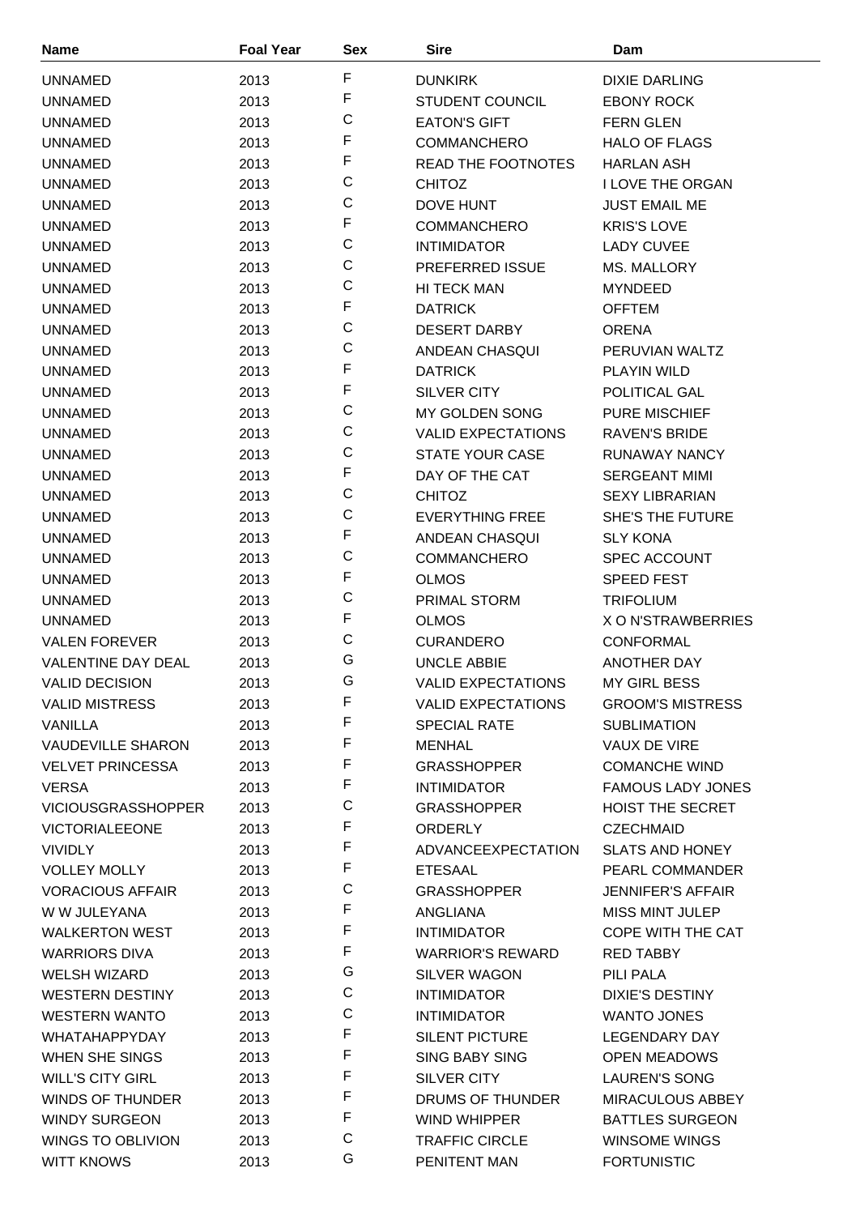| Name | Foal Year | Sex | Sire | Dam |
|---|---|---|---|---|
| UNNAMED | 2013 | F | DUNKIRK | DIXIE DARLING |
| UNNAMED | 2013 | F | STUDENT COUNCIL | EBONY ROCK |
| UNNAMED | 2013 | C | EATON'S GIFT | FERN GLEN |
| UNNAMED | 2013 | F | COMMANCHERO | HALO OF FLAGS |
| UNNAMED | 2013 | F | READ THE FOOTNOTES | HARLAN ASH |
| UNNAMED | 2013 | C | CHITOZ | I LOVE THE ORGAN |
| UNNAMED | 2013 | C | DOVE HUNT | JUST EMAIL ME |
| UNNAMED | 2013 | F | COMMANCHERO | KRIS'S LOVE |
| UNNAMED | 2013 | C | INTIMIDATOR | LADY CUVEE |
| UNNAMED | 2013 | C | PREFERRED ISSUE | MS. MALLORY |
| UNNAMED | 2013 | C | HI TECK MAN | MYNDEED |
| UNNAMED | 2013 | F | DATRICK | OFFTEM |
| UNNAMED | 2013 | C | DESERT DARBY | ORENA |
| UNNAMED | 2013 | C | ANDEAN CHASQUI | PERUVIAN WALTZ |
| UNNAMED | 2013 | F | DATRICK | PLAYIN WILD |
| UNNAMED | 2013 | F | SILVER CITY | POLITICAL GAL |
| UNNAMED | 2013 | C | MY GOLDEN SONG | PURE MISCHIEF |
| UNNAMED | 2013 | C | VALID EXPECTATIONS | RAVEN'S BRIDE |
| UNNAMED | 2013 | C | STATE YOUR CASE | RUNAWAY NANCY |
| UNNAMED | 2013 | F | DAY OF THE CAT | SERGEANT MIMI |
| UNNAMED | 2013 | C | CHITOZ | SEXY LIBRARIAN |
| UNNAMED | 2013 | C | EVERYTHING FREE | SHE'S THE FUTURE |
| UNNAMED | 2013 | F | ANDEAN CHASQUI | SLY KONA |
| UNNAMED | 2013 | C | COMMANCHERO | SPEC ACCOUNT |
| UNNAMED | 2013 | F | OLMOS | SPEED FEST |
| UNNAMED | 2013 | C | PRIMAL STORM | TRIFOLIUM |
| UNNAMED | 2013 | F | OLMOS | X O N'STRAWBERRIES |
| VALEN FOREVER | 2013 | C | CURANDERO | CONFORMAL |
| VALENTINE DAY DEAL | 2013 | G | UNCLE ABBIE | ANOTHER DAY |
| VALID DECISION | 2013 | G | VALID EXPECTATIONS | MY GIRL BESS |
| VALID MISTRESS | 2013 | F | VALID EXPECTATIONS | GROOM'S MISTRESS |
| VANILLA | 2013 | F | SPECIAL RATE | SUBLIMATION |
| VAUDEVILLE SHARON | 2013 | F | MENHAL | VAUX DE VIRE |
| VELVET PRINCESSA | 2013 | F | GRASSHOPPER | COMANCHE WIND |
| VERSA | 2013 | F | INTIMIDATOR | FAMOUS LADY JONES |
| VICIOUSGRASSHOPPER | 2013 | C | GRASSHOPPER | HOIST THE SECRET |
| VICTORIALEEONE | 2013 | F | ORDERLY | CZECHMAID |
| VIVIDLY | 2013 | F | ADVANCEEXPECTATION | SLATS AND HONEY |
| VOLLEY MOLLY | 2013 | F | ETESAAL | PEARL COMMANDER |
| VORACIOUS AFFAIR | 2013 | C | GRASSHOPPER | JENNIFER'S AFFAIR |
| W W JULEYANA | 2013 | F | ANGLIANA | MISS MINT JULEP |
| WALKERTON WEST | 2013 | F | INTIMIDATOR | COPE WITH THE CAT |
| WARRIORS DIVA | 2013 | F | WARRIOR'S REWARD | RED TABBY |
| WELSH WIZARD | 2013 | G | SILVER WAGON | PILI PALA |
| WESTERN DESTINY | 2013 | C | INTIMIDATOR | DIXIE'S DESTINY |
| WESTERN WANTO | 2013 | C | INTIMIDATOR | WANTO JONES |
| WHATAHAPPYDAY | 2013 | F | SILENT PICTURE | LEGENDARY DAY |
| WHEN SHE SINGS | 2013 | F | SING BABY SING | OPEN MEADOWS |
| WILL'S CITY GIRL | 2013 | F | SILVER CITY | LAUREN'S SONG |
| WINDS OF THUNDER | 2013 | F | DRUMS OF THUNDER | MIRACULOUS ABBEY |
| WINDY SURGEON | 2013 | F | WIND WHIPPER | BATTLES SURGEON |
| WINGS TO OBLIVION | 2013 | C | TRAFFIC CIRCLE | WINSOME WINGS |
| WITT KNOWS | 2013 | G | PENITENT MAN | FORTUNISTIC |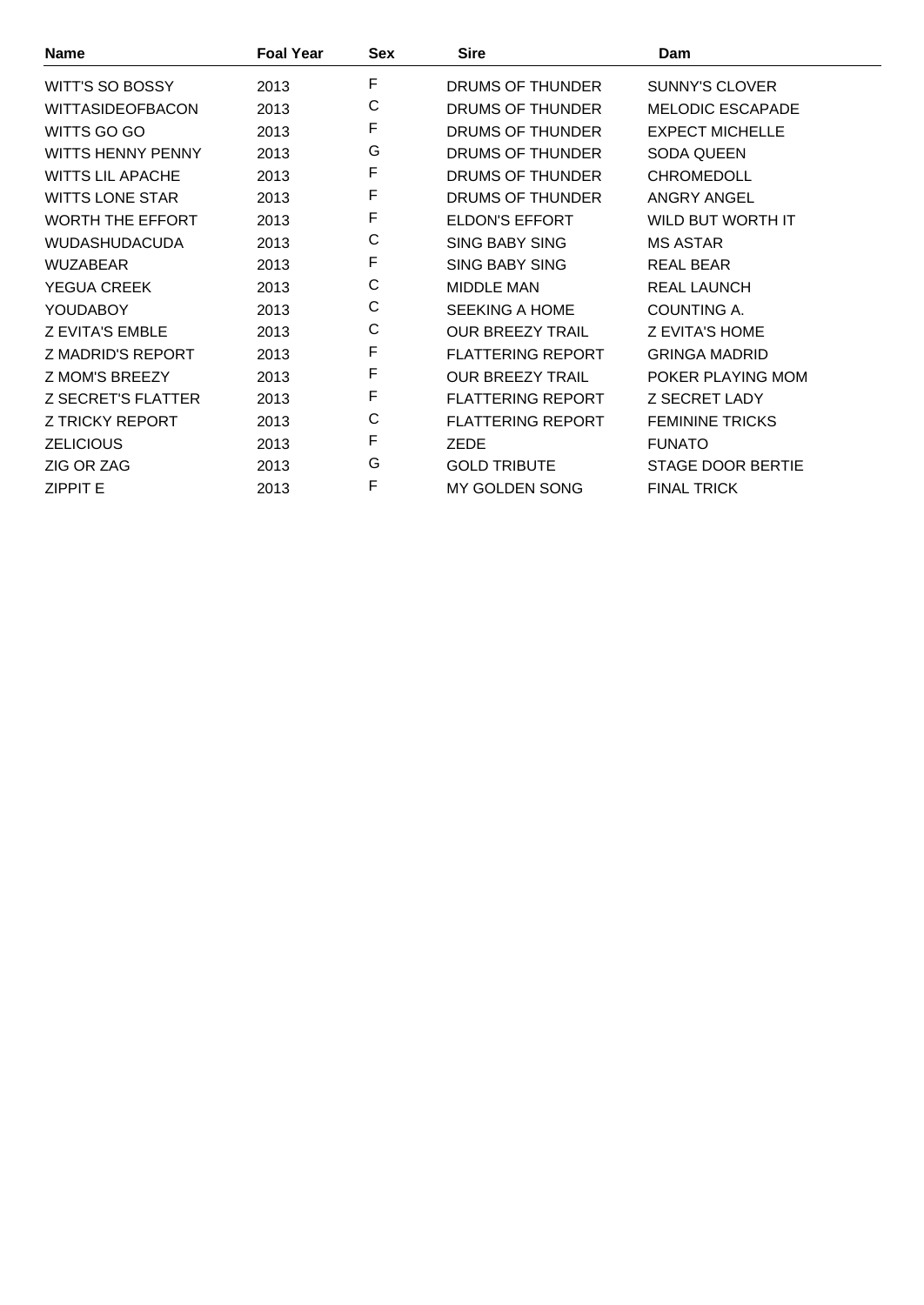| Name | Foal Year | Sex | Sire | Dam |
|---|---|---|---|---|
| WITT'S SO BOSSY | 2013 | F | DRUMS OF THUNDER | SUNNY'S CLOVER |
| WITTASIDEOFBACON | 2013 | C | DRUMS OF THUNDER | MELODIC ESCAPADE |
| WITTS GO GO | 2013 | F | DRUMS OF THUNDER | EXPECT MICHELLE |
| WITTS HENNY PENNY | 2013 | G | DRUMS OF THUNDER | SODA QUEEN |
| WITTS LIL APACHE | 2013 | F | DRUMS OF THUNDER | CHROMEDOLL |
| WITTS LONE STAR | 2013 | F | DRUMS OF THUNDER | ANGRY ANGEL |
| WORTH THE EFFORT | 2013 | F | ELDON'S EFFORT | WILD BUT WORTH IT |
| WUDASHUDACUDA | 2013 | C | SING BABY SING | MS ASTAR |
| WUZABEAR | 2013 | F | SING BABY SING | REAL BEAR |
| YEGUA CREEK | 2013 | C | MIDDLE MAN | REAL LAUNCH |
| YOUDABOY | 2013 | C | SEEKING A HOME | COUNTING A. |
| Z EVITA'S EMBLE | 2013 | C | OUR BREEZY TRAIL | Z EVITA'S HOME |
| Z MADRID'S REPORT | 2013 | F | FLATTERING REPORT | GRINGA MADRID |
| Z MOM'S BREEZY | 2013 | F | OUR BREEZY TRAIL | POKER PLAYING MOM |
| Z SECRET'S FLATTER | 2013 | F | FLATTERING REPORT | Z SECRET LADY |
| Z TRICKY REPORT | 2013 | C | FLATTERING REPORT | FEMININE TRICKS |
| ZELICIOUS | 2013 | F | ZEDE | FUNATO |
| ZIG OR ZAG | 2013 | G | GOLD TRIBUTE | STAGE DOOR BERTIE |
| ZIPPIT E | 2013 | F | MY GOLDEN SONG | FINAL TRICK |